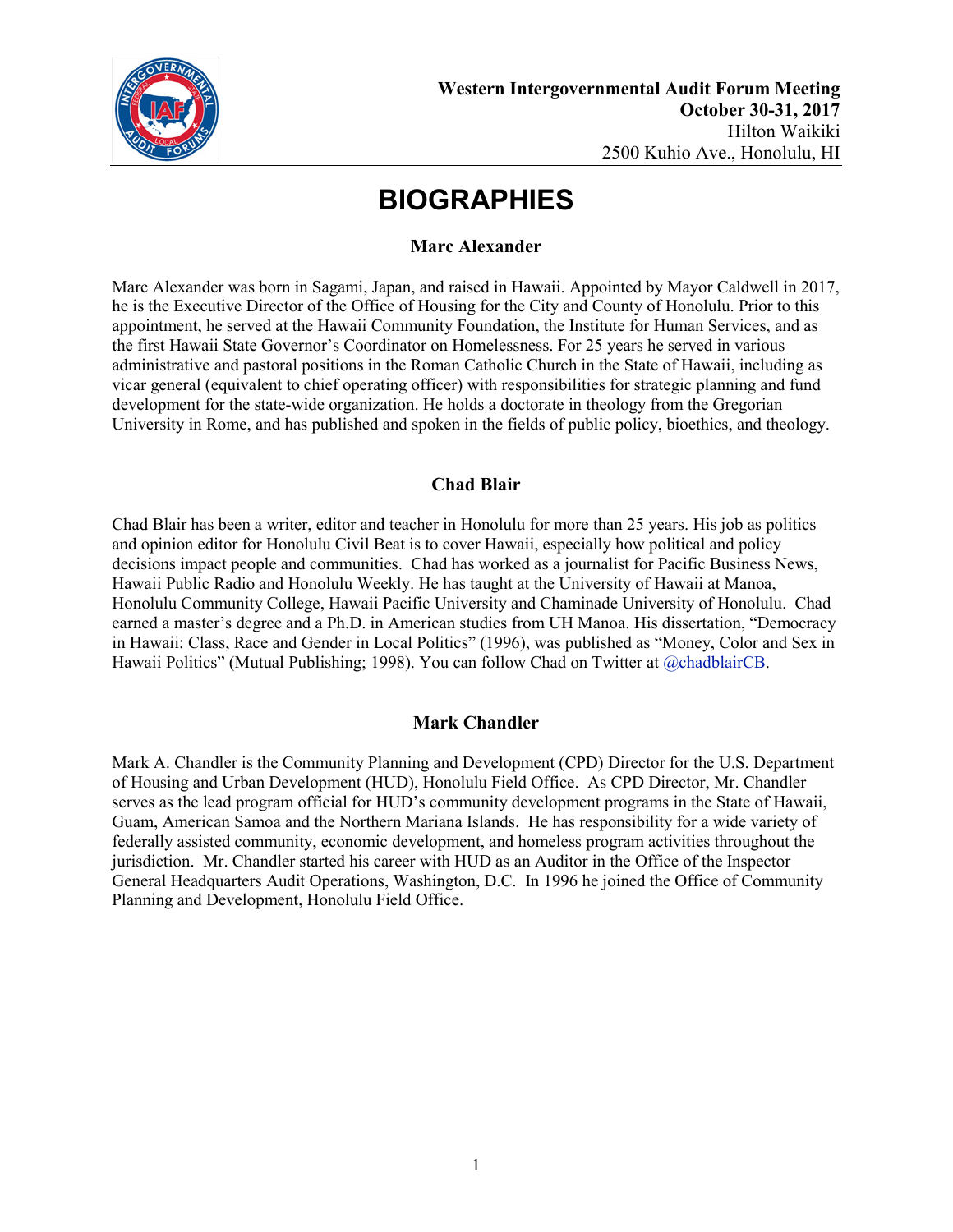**Western Intergovernmental Audit Forum Meeting**
**October 30-31, 2017**
Hilton Waikiki
2500 Kuhio Ave., Honolulu, HI

# BIOGRAPHIES

### Marc Alexander

Marc Alexander was born in Sagami, Japan, and raised in Hawaii. Appointed by Mayor Caldwell in 2017, he is the Executive Director of the Office of Housing for the City and County of Honolulu. Prior to this appointment, he served at the Hawaii Community Foundation, the Institute for Human Services, and as the first Hawaii State Governor's Coordinator on Homelessness. For 25 years he served in various administrative and pastoral positions in the Roman Catholic Church in the State of Hawaii, including as vicar general (equivalent to chief operating officer) with responsibilities for strategic planning and fund development for the state-wide organization. He holds a doctorate in theology from the Gregorian University in Rome, and has published and spoken in the fields of public policy, bioethics, and theology.

### Chad Blair

Chad Blair has been a writer, editor and teacher in Honolulu for more than 25 years. His job as politics and opinion editor for Honolulu Civil Beat is to cover Hawaii, especially how political and policy decisions impact people and communities. Chad has worked as a journalist for Pacific Business News, Hawaii Public Radio and Honolulu Weekly. He has taught at the University of Hawaii at Manoa, Honolulu Community College, Hawaii Pacific University and Chaminade University of Honolulu. Chad earned a master's degree and a Ph.D. in American studies from UH Manoa. His dissertation, "Democracy in Hawaii: Class, Race and Gender in Local Politics" (1996), was published as "Money, Color and Sex in Hawaii Politics" (Mutual Publishing; 1998). You can follow Chad on Twitter at @chadblairCB.

### Mark Chandler

Mark A. Chandler is the Community Planning and Development (CPD) Director for the U.S. Department of Housing and Urban Development (HUD), Honolulu Field Office. As CPD Director, Mr. Chandler serves as the lead program official for HUD's community development programs in the State of Hawaii, Guam, American Samoa and the Northern Mariana Islands. He has responsibility for a wide variety of federally assisted community, economic development, and homeless program activities throughout the jurisdiction. Mr. Chandler started his career with HUD as an Auditor in the Office of the Inspector General Headquarters Audit Operations, Washington, D.C. In 1996 he joined the Office of Community Planning and Development, Honolulu Field Office.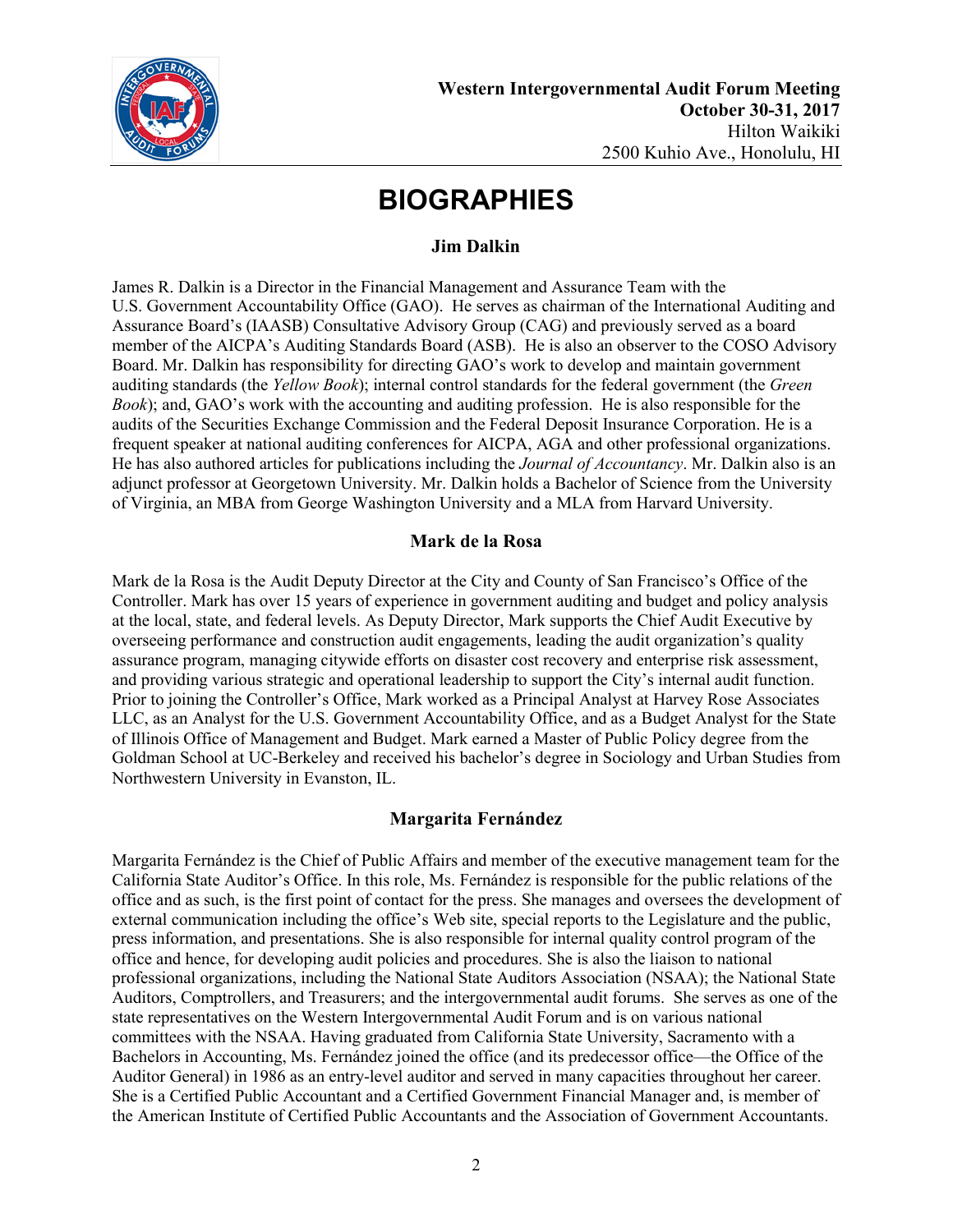Western Intergovernmental Audit Forum Meeting
October 30-31, 2017
Hilton Waikiki
2500 Kuhio Ave., Honolulu, HI

# BIOGRAPHIES

### Jim Dalkin

James R. Dalkin is a Director in the Financial Management and Assurance Team with the U.S. Government Accountability Office (GAO). He serves as chairman of the International Auditing and Assurance Board's (IAASB) Consultative Advisory Group (CAG) and previously served as a board member of the AICPA's Auditing Standards Board (ASB). He is also an observer to the COSO Advisory Board. Mr. Dalkin has responsibility for directing GAO's work to develop and maintain government auditing standards (the *Yellow Book*); internal control standards for the federal government (the *Green Book*); and, GAO's work with the accounting and auditing profession. He is also responsible for the audits of the Securities Exchange Commission and the Federal Deposit Insurance Corporation. He is a frequent speaker at national auditing conferences for AICPA, AGA and other professional organizations. He has also authored articles for publications including the *Journal of Accountancy*. Mr. Dalkin also is an adjunct professor at Georgetown University. Mr. Dalkin holds a Bachelor of Science from the University of Virginia, an MBA from George Washington University and a MLA from Harvard University.

### Mark de la Rosa

Mark de la Rosa is the Audit Deputy Director at the City and County of San Francisco's Office of the Controller. Mark has over 15 years of experience in government auditing and budget and policy analysis at the local, state, and federal levels. As Deputy Director, Mark supports the Chief Audit Executive by overseeing performance and construction audit engagements, leading the audit organization's quality assurance program, managing citywide efforts on disaster cost recovery and enterprise risk assessment, and providing various strategic and operational leadership to support the City's internal audit function. Prior to joining the Controller's Office, Mark worked as a Principal Analyst at Harvey Rose Associates LLC, as an Analyst for the U.S. Government Accountability Office, and as a Budget Analyst for the State of Illinois Office of Management and Budget. Mark earned a Master of Public Policy degree from the Goldman School at UC-Berkeley and received his bachelor's degree in Sociology and Urban Studies from Northwestern University in Evanston, IL.

### Margarita Fernández

Margarita Fernández is the Chief of Public Affairs and member of the executive management team for the California State Auditor's Office. In this role, Ms. Fernández is responsible for the public relations of the office and as such, is the first point of contact for the press. She manages and oversees the development of external communication including the office's Web site, special reports to the Legislature and the public, press information, and presentations. She is also responsible for internal quality control program of the office and hence, for developing audit policies and procedures. She is also the liaison to national professional organizations, including the National State Auditors Association (NSAA); the National State Auditors, Comptrollers, and Treasurers; and the intergovernmental audit forums. She serves as one of the state representatives on the Western Intergovernmental Audit Forum and is on various national committees with the NSAA. Having graduated from California State University, Sacramento with a Bachelors in Accounting, Ms. Fernández joined the office (and its predecessor office—the Office of the Auditor General) in 1986 as an entry-level auditor and served in many capacities throughout her career. She is a Certified Public Accountant and a Certified Government Financial Manager and, is member of the American Institute of Certified Public Accountants and the Association of Government Accountants.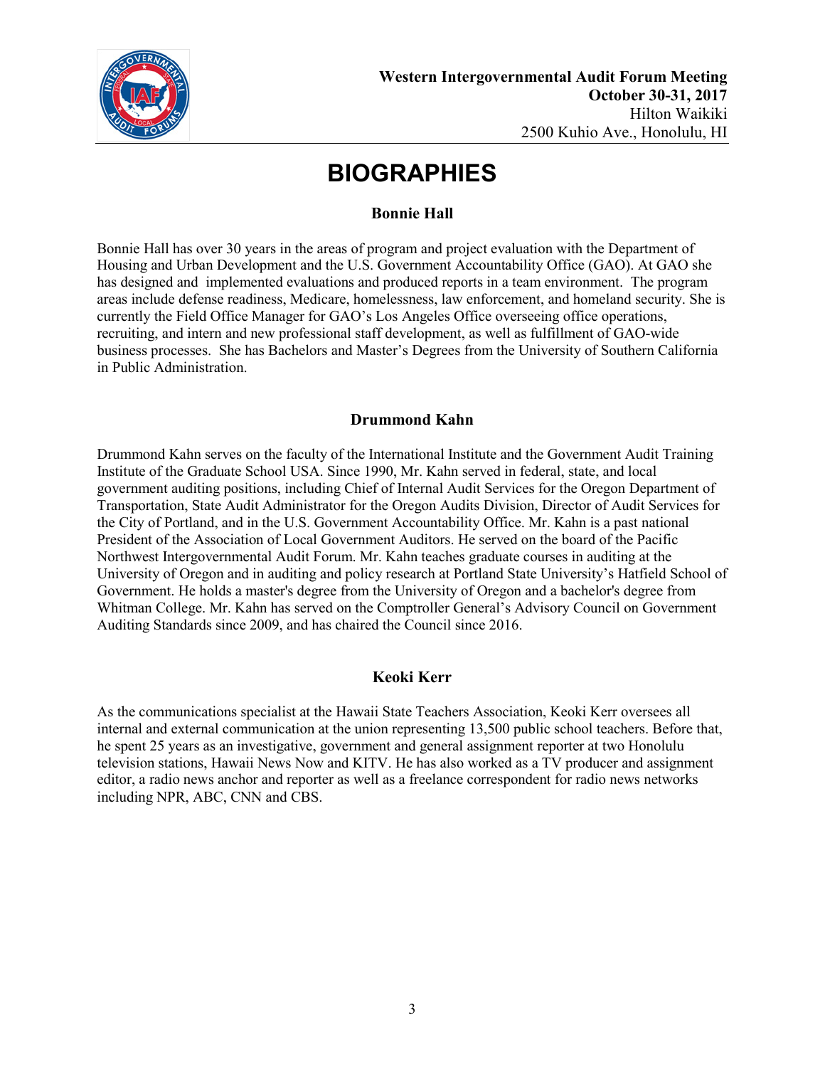**Western Intergovernmental Audit Forum Meeting**
**October 30-31, 2017**
Hilton Waikiki
2500 Kuhio Ave., Honolulu, HI

# BIOGRAPHIES

### Bonnie Hall

Bonnie Hall has over 30 years in the areas of program and project evaluation with the Department of Housing and Urban Development and the U.S. Government Accountability Office (GAO). At GAO she has designed and implemented evaluations and produced reports in a team environment. The program areas include defense readiness, Medicare, homelessness, law enforcement, and homeland security. She is currently the Field Office Manager for GAO's Los Angeles Office overseeing office operations, recruiting, and intern and new professional staff development, as well as fulfillment of GAO-wide business processes. She has Bachelors and Master's Degrees from the University of Southern California in Public Administration.

### Drummond Kahn

Drummond Kahn serves on the faculty of the International Institute and the Government Audit Training Institute of the Graduate School USA. Since 1990, Mr. Kahn served in federal, state, and local government auditing positions, including Chief of Internal Audit Services for the Oregon Department of Transportation, State Audit Administrator for the Oregon Audits Division, Director of Audit Services for the City of Portland, and in the U.S. Government Accountability Office. Mr. Kahn is a past national President of the Association of Local Government Auditors. He served on the board of the Pacific Northwest Intergovernmental Audit Forum. Mr. Kahn teaches graduate courses in auditing at the University of Oregon and in auditing and policy research at Portland State University's Hatfield School of Government. He holds a master's degree from the University of Oregon and a bachelor's degree from Whitman College. Mr. Kahn has served on the Comptroller General's Advisory Council on Government Auditing Standards since 2009, and has chaired the Council since 2016.

### Keoki Kerr

As the communications specialist at the Hawaii State Teachers Association, Keoki Kerr oversees all internal and external communication at the union representing 13,500 public school teachers. Before that, he spent 25 years as an investigative, government and general assignment reporter at two Honolulu television stations, Hawaii News Now and KITV. He has also worked as a TV producer and assignment editor, a radio news anchor and reporter as well as a freelance correspondent for radio news networks including NPR, ABC, CNN and CBS.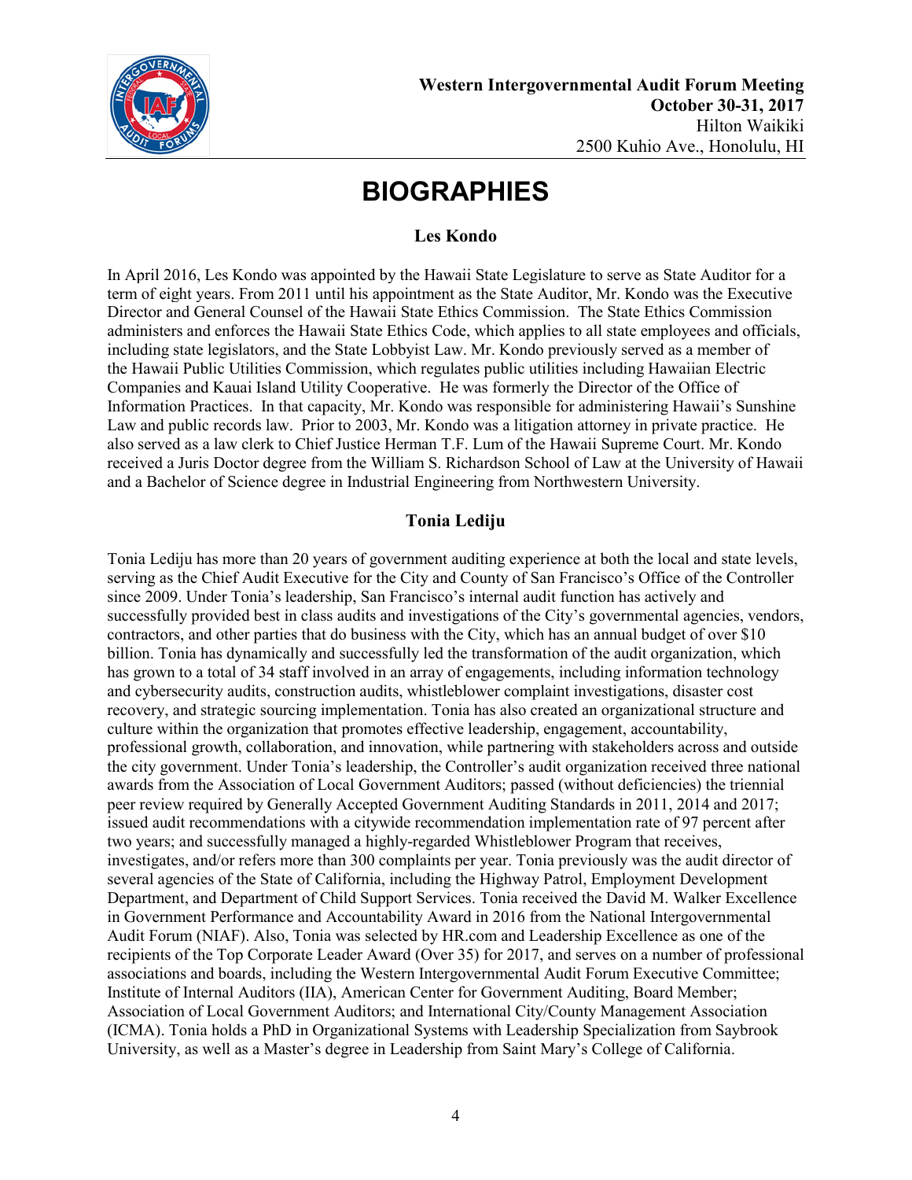# BIOGRAPHIES

### Les Kondo

In April 2016, Les Kondo was appointed by the Hawaii State Legislature to serve as State Auditor for a term of eight years. From 2011 until his appointment as the State Auditor, Mr. Kondo was the Executive Director and General Counsel of the Hawaii State Ethics Commission. The State Ethics Commission administers and enforces the Hawaii State Ethics Code, which applies to all state employees and officials, including state legislators, and the State Lobbyist Law. Mr. Kondo previously served as a member of the Hawaii Public Utilities Commission, which regulates public utilities including Hawaiian Electric Companies and Kauai Island Utility Cooperative. He was formerly the Director of the Office of Information Practices. In that capacity, Mr. Kondo was responsible for administering Hawaii's Sunshine Law and public records law. Prior to 2003, Mr. Kondo was a litigation attorney in private practice. He also served as a law clerk to Chief Justice Herman T.F. Lum of the Hawaii Supreme Court. Mr. Kondo received a Juris Doctor degree from the William S. Richardson School of Law at the University of Hawaii and a Bachelor of Science degree in Industrial Engineering from Northwestern University.

### Tonia Lediju

Tonia Lediju has more than 20 years of government auditing experience at both the local and state levels, serving as the Chief Audit Executive for the City and County of San Francisco's Office of the Controller since 2009. Under Tonia's leadership, San Francisco's internal audit function has actively and successfully provided best in class audits and investigations of the City's governmental agencies, vendors, contractors, and other parties that do business with the City, which has an annual budget of over $10 billion. Tonia has dynamically and successfully led the transformation of the audit organization, which has grown to a total of 34 staff involved in an array of engagements, including information technology and cybersecurity audits, construction audits, whistleblower complaint investigations, disaster cost recovery, and strategic sourcing implementation. Tonia has also created an organizational structure and culture within the organization that promotes effective leadership, engagement, accountability, professional growth, collaboration, and innovation, while partnering with stakeholders across and outside the city government. Under Tonia's leadership, the Controller's audit organization received three national awards from the Association of Local Government Auditors; passed (without deficiencies) the triennial peer review required by Generally Accepted Government Auditing Standards in 2011, 2014 and 2017; issued audit recommendations with a citywide recommendation implementation rate of 97 percent after two years; and successfully managed a highly-regarded Whistleblower Program that receives, investigates, and/or refers more than 300 complaints per year. Tonia previously was the audit director of several agencies of the State of California, including the Highway Patrol, Employment Development Department, and Department of Child Support Services. Tonia received the David M. Walker Excellence in Government Performance and Accountability Award in 2016 from the National Intergovernmental Audit Forum (NIAF). Also, Tonia was selected by HR.com and Leadership Excellence as one of the recipients of the Top Corporate Leader Award (Over 35) for 2017, and serves on a number of professional associations and boards, including the Western Intergovernmental Audit Forum Executive Committee; Institute of Internal Auditors (IIA), American Center for Government Auditing, Board Member; Association of Local Government Auditors; and International City/County Management Association (ICMA). Tonia holds a PhD in Organizational Systems with Leadership Specialization from Saybrook University, as well as a Master's degree in Leadership from Saint Mary's College of California.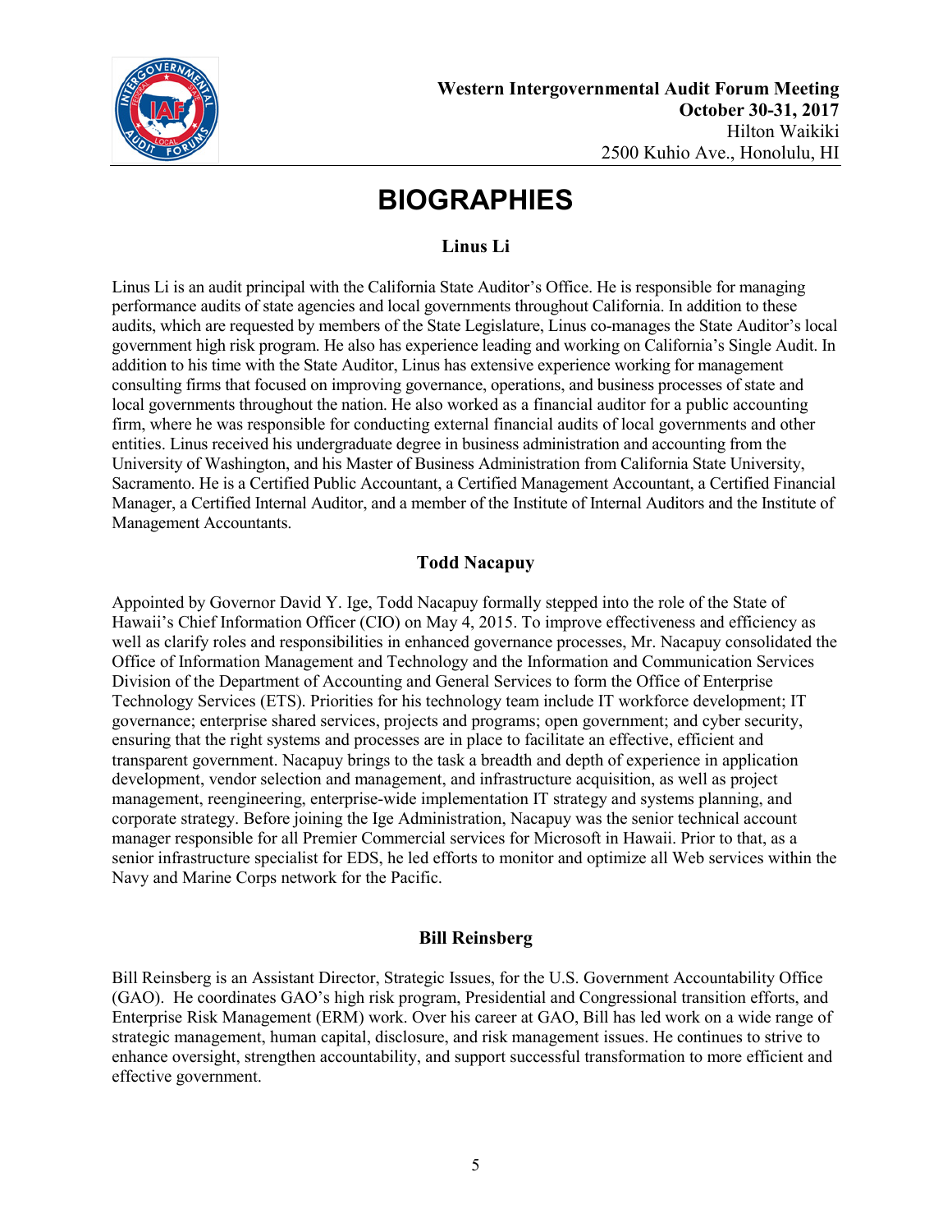**Western Intergovernmental Audit Forum Meeting**
**October 30-31, 2017**
Hilton Waikiki
2500 Kuhio Ave., Honolulu, HI

# BIOGRAPHIES

### Linus Li

Linus Li is an audit principal with the California State Auditor's Office. He is responsible for managing performance audits of state agencies and local governments throughout California. In addition to these audits, which are requested by members of the State Legislature, Linus co-manages the State Auditor's local government high risk program. He also has experience leading and working on California's Single Audit. In addition to his time with the State Auditor, Linus has extensive experience working for management consulting firms that focused on improving governance, operations, and business processes of state and local governments throughout the nation. He also worked as a financial auditor for a public accounting firm, where he was responsible for conducting external financial audits of local governments and other entities. Linus received his undergraduate degree in business administration and accounting from the University of Washington, and his Master of Business Administration from California State University, Sacramento. He is a Certified Public Accountant, a Certified Management Accountant, a Certified Financial Manager, a Certified Internal Auditor, and a member of the Institute of Internal Auditors and the Institute of Management Accountants.

### Todd Nacapuy

Appointed by Governor David Y. Ige, Todd Nacapuy formally stepped into the role of the State of Hawaii's Chief Information Officer (CIO) on May 4, 2015. To improve effectiveness and efficiency as well as clarify roles and responsibilities in enhanced governance processes, Mr. Nacapuy consolidated the Office of Information Management and Technology and the Information and Communication Services Division of the Department of Accounting and General Services to form the Office of Enterprise Technology Services (ETS). Priorities for his technology team include IT workforce development; IT governance; enterprise shared services, projects and programs; open government; and cyber security, ensuring that the right systems and processes are in place to facilitate an effective, efficient and transparent government. Nacapuy brings to the task a breadth and depth of experience in application development, vendor selection and management, and infrastructure acquisition, as well as project management, reengineering, enterprise-wide implementation IT strategy and systems planning, and corporate strategy. Before joining the Ige Administration, Nacapuy was the senior technical account manager responsible for all Premier Commercial services for Microsoft in Hawaii. Prior to that, as a senior infrastructure specialist for EDS, he led efforts to monitor and optimize all Web services within the Navy and Marine Corps network for the Pacific.

### Bill Reinsberg

Bill Reinsberg is an Assistant Director, Strategic Issues, for the U.S. Government Accountability Office (GAO). He coordinates GAO's high risk program, Presidential and Congressional transition efforts, and Enterprise Risk Management (ERM) work. Over his career at GAO, Bill has led work on a wide range of strategic management, human capital, disclosure, and risk management issues. He continues to strive to enhance oversight, strengthen accountability, and support successful transformation to more efficient and effective government.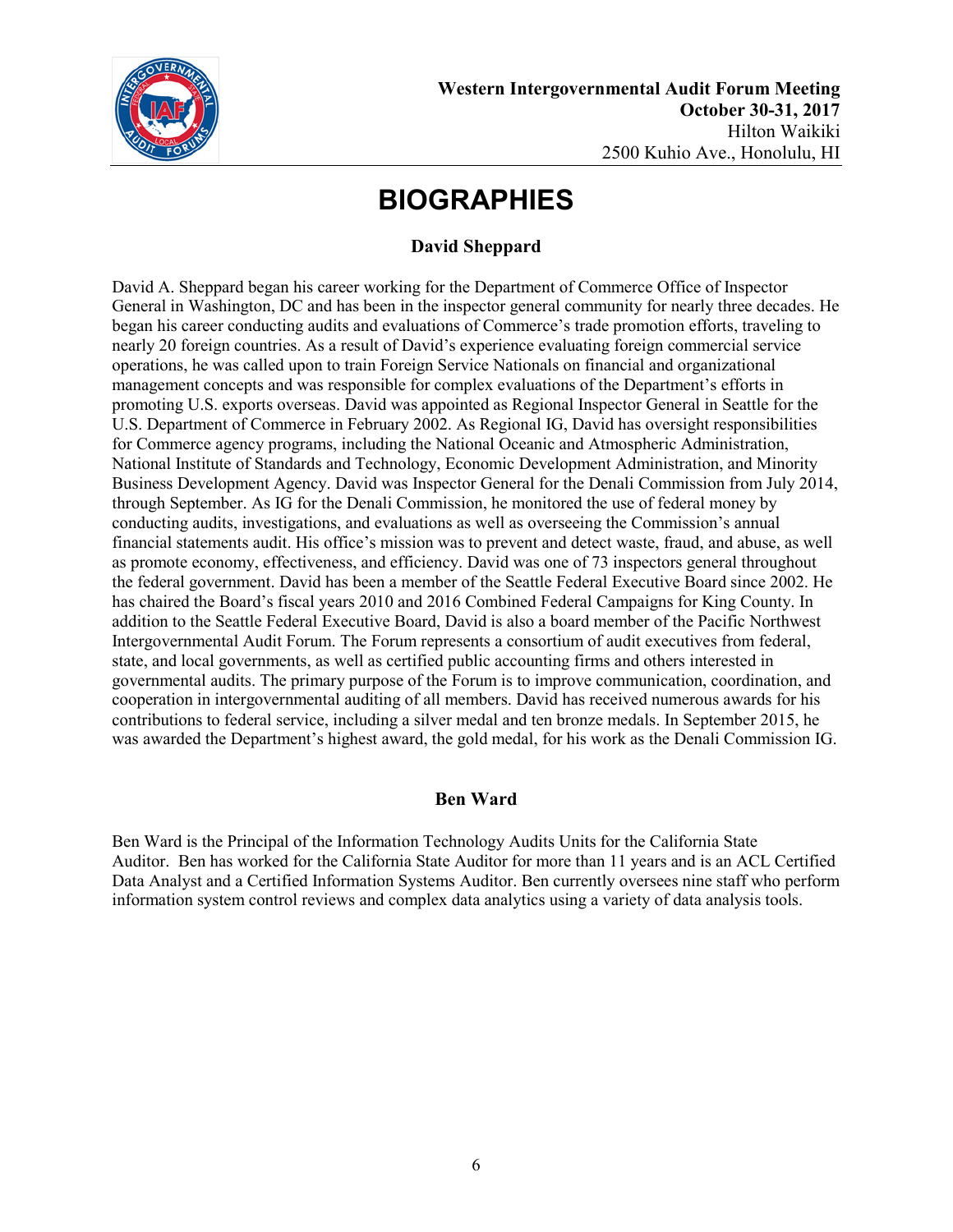# BIOGRAPHIES

## David Sheppard

David A. Sheppard began his career working for the Department of Commerce Office of Inspector General in Washington, DC and has been in the inspector general community for nearly three decades. He began his career conducting audits and evaluations of Commerce's trade promotion efforts, traveling to nearly 20 foreign countries. As a result of David's experience evaluating foreign commercial service operations, he was called upon to train Foreign Service Nationals on financial and organizational management concepts and was responsible for complex evaluations of the Department's efforts in promoting U.S. exports overseas. David was appointed as Regional Inspector General in Seattle for the U.S. Department of Commerce in February 2002. As Regional IG, David has oversight responsibilities for Commerce agency programs, including the National Oceanic and Atmospheric Administration, National Institute of Standards and Technology, Economic Development Administration, and Minority Business Development Agency. David was Inspector General for the Denali Commission from July 2014, through September. As IG for the Denali Commission, he monitored the use of federal money by conducting audits, investigations, and evaluations as well as overseeing the Commission's annual financial statements audit. His office's mission was to prevent and detect waste, fraud, and abuse, as well as promote economy, effectiveness, and efficiency. David was one of 73 inspectors general throughout the federal government. David has been a member of the Seattle Federal Executive Board since 2002. He has chaired the Board's fiscal years 2010 and 2016 Combined Federal Campaigns for King County. In addition to the Seattle Federal Executive Board, David is also a board member of the Pacific Northwest Intergovernmental Audit Forum. The Forum represents a consortium of audit executives from federal, state, and local governments, as well as certified public accounting firms and others interested in governmental audits. The primary purpose of the Forum is to improve communication, coordination, and cooperation in intergovernmental auditing of all members. David has received numerous awards for his contributions to federal service, including a silver medal and ten bronze medals. In September 2015, he was awarded the Department's highest award, the gold medal, for his work as the Denali Commission IG.

## Ben Ward

Ben Ward is the Principal of the Information Technology Audits Units for the California State Auditor. Ben has worked for the California State Auditor for more than 11 years and is an ACL Certified Data Analyst and a Certified Information Systems Auditor. Ben currently oversees nine staff who perform information system control reviews and complex data analytics using a variety of data analysis tools.